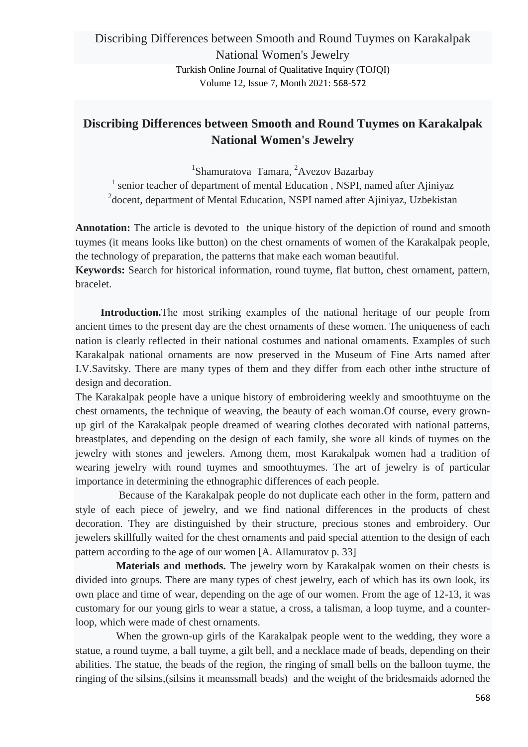# Discribing Differences between Smooth and Round Tuymes on Karakalpak National Women's Jewelry

[1]Shamuratova Tamara, [2]Avezov Bazarbay

[1] senior teacher of department of mental Education , NSPI, named after Ajiniyaz

[2]docent, department of Mental Education, NSPI named after Ajiniyaz, Uzbekistan

**Annotation:** The article is devoted to the unique history of the depiction of round and smooth tuymes (it means looks like button) on the chest ornaments of women of the Karakalpak people, the technology of preparation, the patterns that make each woman beautiful.

**Keywords:** Search for historical information, round tuyme, flat button, chest ornament, pattern, bracelet.

**Introduction.**The most striking examples of the national heritage of our people from ancient times to the present day are the chest ornaments of these women. The uniqueness of each nation is clearly reflected in their national costumes and national ornaments. Examples of such Karakalpak national ornaments are now preserved in the Museum of Fine Arts named after I.V.Savitsky. There are many types of them and they differ from each other inthe structure of design and decoration.

The Karakalpak people have a unique history of embroidering weekly and smoothtuyme on the chest ornaments, the technique of weaving, the beauty of each woman.Of course, every grown-up girl of the Karakalpak people dreamed of wearing clothes decorated with national patterns, breastplates, and depending on the design of each family, she wore all kinds of tuymes on the jewelry with stones and jewelers. Among them, most Karakalpak women had a tradition of wearing jewelry with round tuymes and smoothtuymes. The art of jewelry is of particular importance in determining the ethnographic differences of each people.

Because of the Karakalpak people do not duplicate each other in the form, pattern and style of each piece of jewelry, and we find national differences in the products of chest decoration. They are distinguished by their structure, precious stones and embroidery. Our jewelers skillfully waited for the chest ornaments and paid special attention to the design of each pattern according to the age of our women [A. Allamuratov p. 33]

**Materials and methods.** The jewelry worn by Karakalpak women on their chests is divided into groups. There are many types of chest jewelry, each of which has its own look, its own place and time of wear, depending on the age of our women. From the age of 12-13, it was customary for our young girls to wear a statue, a cross, a talisman, a loop tuyme, and a counter-loop, which were made of chest ornaments.

When the grown-up girls of the Karakalpak people went to the wedding, they wore a statue, a round tuyme, a ball tuyme, a gilt bell, and a necklace made of beads, depending on their abilities. The statue, the beads of the region, the ringing of small bells on the balloon tuyme, the ringing of the silsins,(silsins it meanssmall beads) and the weight of the bridesmaids adorned the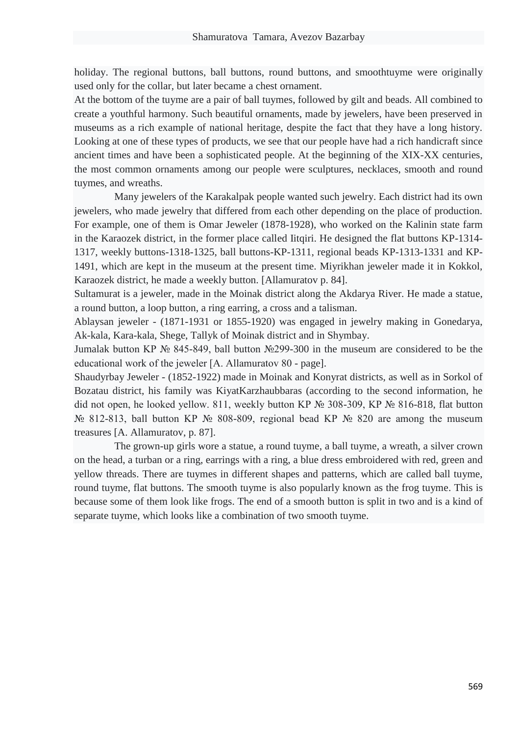holiday. The regional buttons, ball buttons, round buttons, and smoothtuyme were originally used only for the collar, but later became a chest ornament.

At the bottom of the tuyme are a pair of ball tuymes, followed by gilt and beads. All combined to create a youthful harmony. Such beautiful ornaments, made by jewelers, have been preserved in museums as a rich example of national heritage, despite the fact that they have a long history. Looking at one of these types of products, we see that our people have had a rich handicraft since ancient times and have been a sophisticated people. At the beginning of the XIX-XX centuries, the most common ornaments among our people were sculptures, necklaces, smooth and round tuymes, and wreaths.

Many jewelers of the Karakalpak people wanted such jewelry. Each district had its own jewelers, who made jewelry that differed from each other depending on the place of production. For example, one of them is Omar Jeweler (1878-1928), who worked on the Kalinin state farm in the Karaozek district, in the former place called Iitqiri. He designed the flat buttons KP-1314-1317, weekly buttons-1318-1325, ball buttons-KP-1311, regional beads KP-1313-1331 and KP-1491, which are kept in the museum at the present time. Miyrikhan jeweler made it in Kokkol, Karaozek district, he made a weekly button. [Allamuratov p. 84].

Sultamurat is a jeweler, made in the Moinak district along the Akdarya River. He made a statue, a round button, a loop button, a ring earring, a cross and a talisman.

Ablaysan jeweler - (1871-1931 or 1855-1920) was engaged in jewelry making in Gonedarya, Ak-kala, Kara-kala, Shege, Tallyk of Moinak district and in Shymbay.

Jumalak button KP № 845-849, ball button №299-300 in the museum are considered to be the educational work of the jeweler [A. Allamuratov 80 - page].

Shaudyrbay Jeweler - (1852-1922) made in Moinak and Konyrat districts, as well as in Sorkol of Bozatau district, his family was KiyatKarzhaubbaras (according to the second information, he did not open, he looked yellow. 811, weekly button KP № 308-309, KP № 816-818, flat button № 812-813, ball button KP № 808-809, regional bead KP № 820 are among the museum treasures [A. Allamuratov, p. 87].

The grown-up girls wore a statue, a round tuyme, a ball tuyme, a wreath, a silver crown on the head, a turban or a ring, earrings with a ring, a blue dress embroidered with red, green and yellow threads. There are tuymes in different shapes and patterns, which are called ball tuyme, round tuyme, flat buttons. The smooth tuyme is also popularly known as the frog tuyme. This is because some of them look like frogs. The end of a smooth button is split in two and is a kind of separate tuyme, which looks like a combination of two smooth tuyme.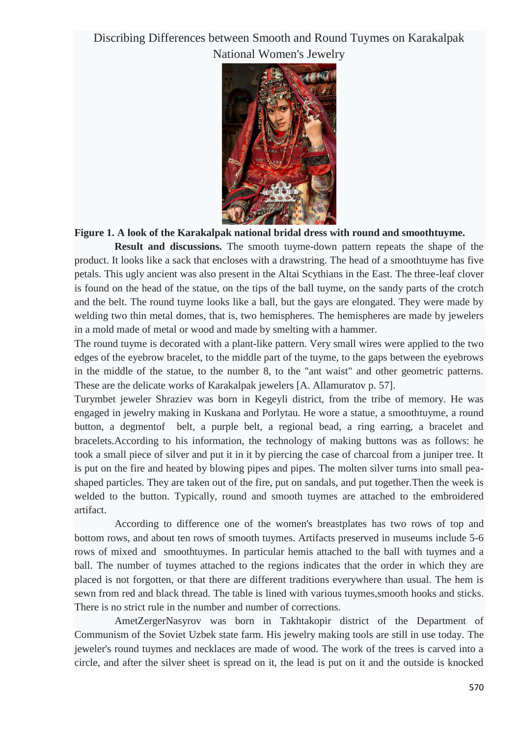Discribing Differences between Smooth and Round Tuymes on Karakalpak National Women's Jewelry

**Figure 1. A look of the Karakalpak national bridal dress with round and smoothtuyme.**

**Result and discussions.** The smooth tuyme-down pattern repeats the shape of the product. It looks like a sack that encloses with a drawstring. The head of a smoothtuyme has five petals. This ugly ancient was also present in the Altai Scythians in the East. The three-leaf clover is found on the head of the statue, on the tips of the ball tuyme, on the sandy parts of the crotch and the belt. The round tuyme looks like a ball, but the gays are elongated. They were made by welding two thin metal domes, that is, two hemispheres. The hemispheres are made by jewelers in a mold made of metal or wood and made by smelting with a hammer.

The round tuyme is decorated with a plant-like pattern. Very small wires were applied to the two edges of the eyebrow bracelet, to the middle part of the tuyme, to the gaps between the eyebrows in the middle of the statue, to the number 8, to the "ant waist" and other geometric patterns. These are the delicate works of Karakalpak jewelers [A. Allamuratov p. 57].

Turymbet jeweler Shraziev was born in Kegeyli district, from the tribe of memory. He was engaged in jewelry making in Kuskana and Porlytau. He wore a statue, a smoothtuyme, a round button, a degmentof belt, a purple belt, a regional bead, a ring earring, a bracelet and bracelets.According to his information, the technology of making buttons was as follows: he took a small piece of silver and put it in it by piercing the case of charcoal from a juniper tree. It is put on the fire and heated by blowing pipes and pipes. The molten silver turns into small pea-shaped particles. They are taken out of the fire, put on sandals, and put together.Then the week is welded to the button. Typically, round and smooth tuymes are attached to the embroidered artifact.

According to difference one of the women's breastplates has two rows of top and bottom rows, and about ten rows of smooth tuymes. Artifacts preserved in museums include 5-6 rows of mixed and smoothtuymes. In particular hemis attached to the ball with tuymes and a ball. The number of tuymes attached to the regions indicates that the order in which they are placed is not forgotten, or that there are different traditions everywhere than usual. The hem is sewn from red and black thread. The table is lined with various tuymes,smooth hooks and sticks. There is no strict rule in the number and number of corrections.

AmetZergerNasyrov was born in Takhtakopir district of the Department of Communism of the Soviet Uzbek state farm. His jewelry making tools are still in use today. The jeweler's round tuymes and necklaces are made of wood. The work of the trees is carved into a circle, and after the silver sheet is spread on it, the lead is put on it and the outside is knocked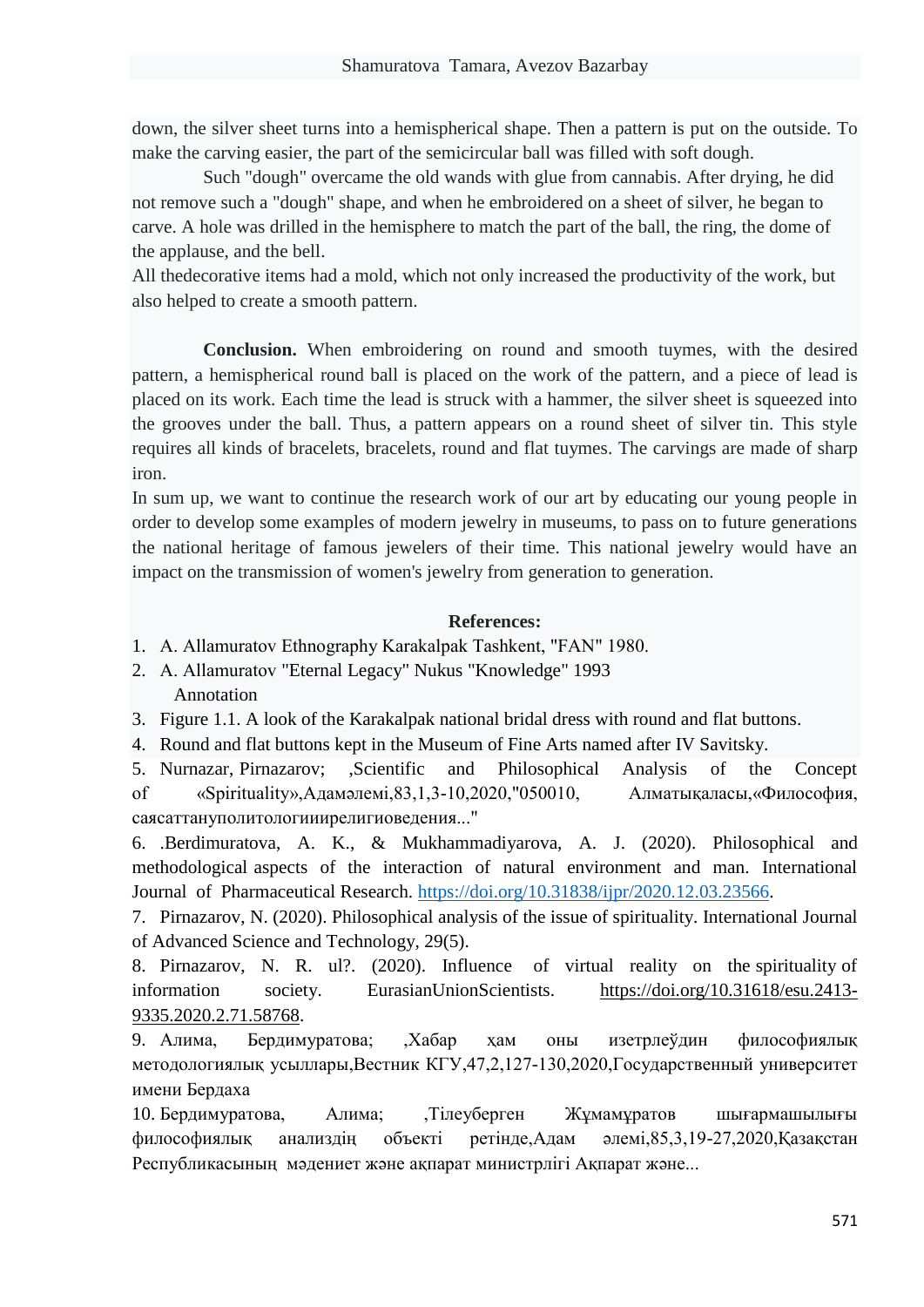down, the silver sheet turns into a hemispherical shape. Then a pattern is put on the outside. To make the carving easier, the part of the semicircular ball was filled with soft dough.

Such "dough" overcame the old wands with glue from cannabis. After drying, he did not remove such a "dough" shape, and when he embroidered on a sheet of silver, he began to carve. A hole was drilled in the hemisphere to match the part of the ball, the ring, the dome of the applause, and the bell.

All thedecorative items had a mold, which not only increased the productivity of the work, but also helped to create a smooth pattern.

**Conclusion.** When embroidering on round and smooth tuymes, with the desired pattern, a hemispherical round ball is placed on the work of the pattern, and a piece of lead is placed on its work. Each time the lead is struck with a hammer, the silver sheet is squeezed into the grooves under the ball. Thus, a pattern appears on a round sheet of silver tin. This style requires all kinds of bracelets, bracelets, round and flat tuymes. The carvings are made of sharp iron.

In sum up, we want to continue the research work of our art by educating our young people in order to develop some examples of modern jewelry in museums, to pass on to future generations the national heritage of famous jewelers of their time. This national jewelry would have an impact on the transmission of women's jewelry from generation to generation.

**References:**

1. A. Allamuratov Ethnography Karakalpak Tashkent, "FAN" 1980.
2. A. Allamuratov "Eternal Legacy" Nukus "Knowledge" 1993

   Annotation

3. Figure 1.1. A look of the Karakalpak national bridal dress with round and flat buttons.
4. Round and flat buttons kept in the Museum of Fine Arts named after IV Savitsky.
5. Nurnazar, Pirnazarov; ,Scientific and Philosophical Analysis of the Concept of «Spirituality»,Адамәлемі,83,1,3-10,2020,"050010, Алматықаласы,«Философия, саясаттануполитологииирелигиоведения..."
6. .Berdimuratova, A. K., & Mukhammadiyarova, A. J. (2020). Philosophical and methodological aspects of the interaction of natural environment and man. International Journal of Pharmaceutical Research. https://doi.org/10.31838/ijpr/2020.12.03.23566.
7. Pirnazarov, N. (2020). Philosophical analysis of the issue of spirituality. International Journal of Advanced Science and Technology, 29(5).
8. Pirnazarov, N. R. ul?. (2020). Influence of virtual reality on the spirituality of information society. EurasianUnionScientists. https://doi.org/10.31618/esu.2413-9335.2020.2.71.58768.
9. Алима, Бердимуратова; ,Хабар ҳам оны изетрлеўдин философиялық методологиялық усыллары,Вестник КГУ,47,2,127-130,2020,Государственный университет имени Бердаха
10. Бердимуратова, Алима; ,Тілеуберген Жұмамұратов шығармашылығы философиялық анализдің объекті ретінде,Адам әлемі,85,3,19-27,2020,Қазақстан Республикасының мәдениет және ақпарат министрлігі Ақпарат және...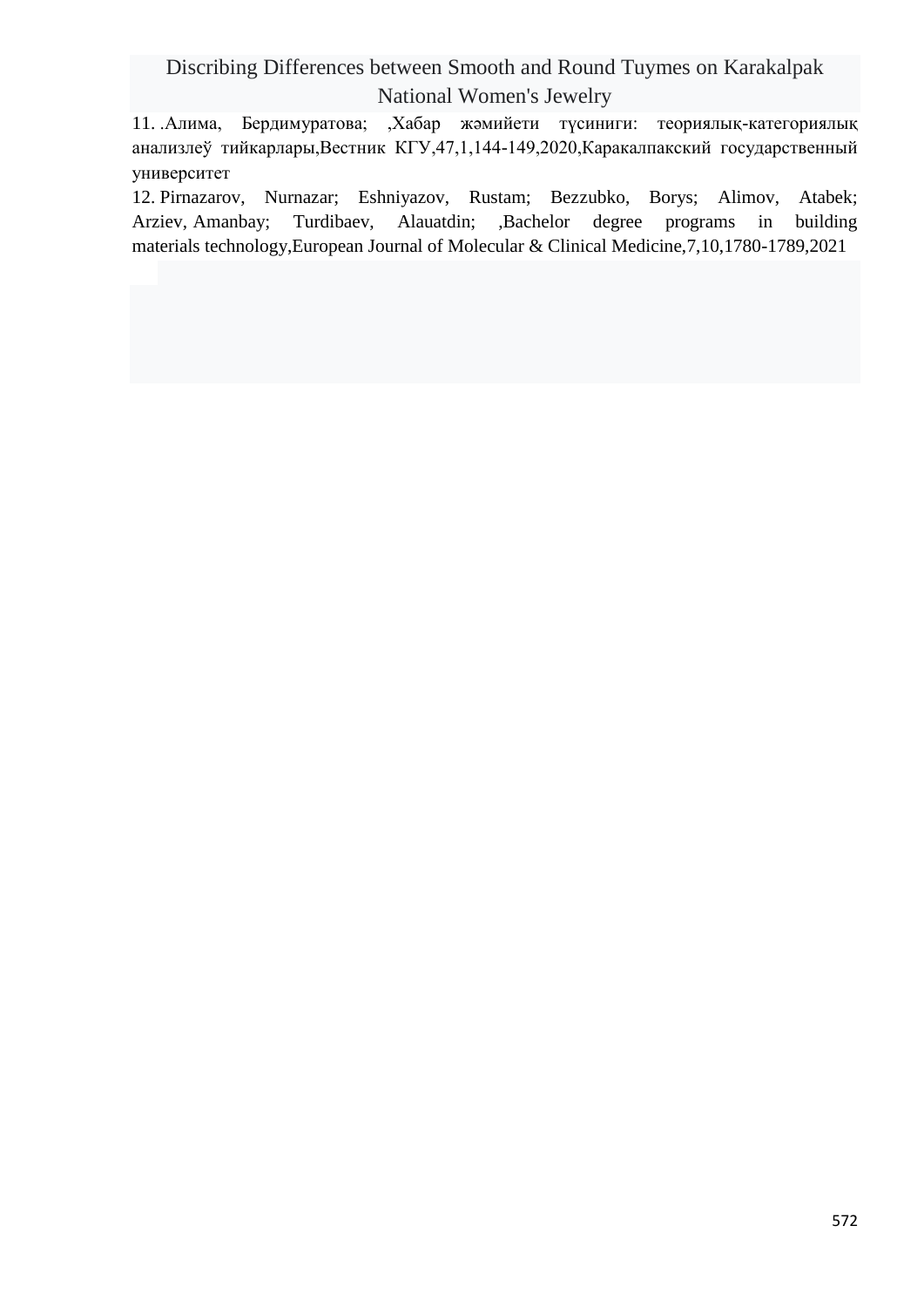11. .Алима, Бердимуратова; ,Хабар жәмийети түсиниги: теориялық-категориялық анализлеў тийкарлары,Вестник КГУ,47,1,144-149,2020,Каракалпакский государственный университет

12. Pirnazarov, Nurnazar; Eshniyazov, Rustam; Bezzubko, Borys; Alimov, Atabek; Arziev, Amanbay; Turdibaev, Alauatdin; ,Bachelor degree programs in building materials technology,European Journal of Molecular & Clinical Medicine,7,10,1780-1789,2021